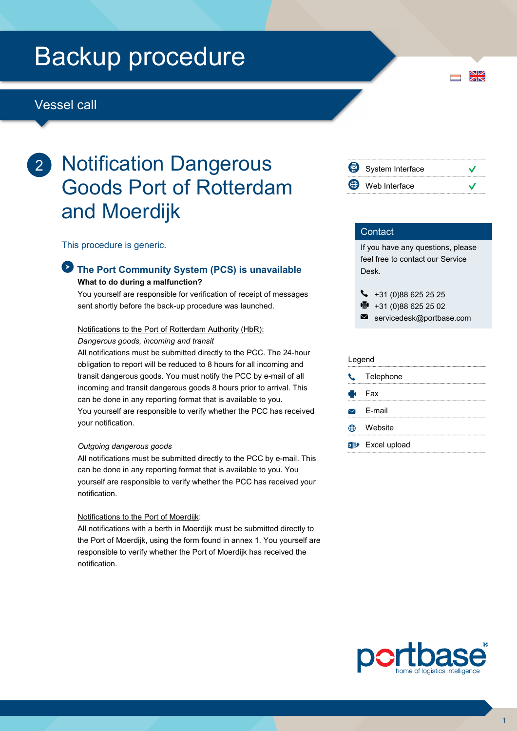# Backup procedure

## Vessel call

## 2 Notification Dangerous Goods Port of Rotterdam and Moerdijk

This procedure is generic.

### The Port Community System (PCS) is unavailable

**What to do during a malfunction?**

You yourself are responsible for verification of receipt of messages sent shortly before the back-up procedure was launched.

Notifications to the Port of Rotterdam Authority (HbR):

*Dangerous goods, incoming and transit*

All notifications must be submitted directly to the PCC. The 24-hour obligation to report will be reduced to 8 hours for all incoming and transit dangerous goods. You must notify the PCC by e-mail of all incoming and transit dangerous goods 8 hours prior to arrival. This can be done in any reporting format that is available to you.
You yourself are responsible to verify whether the PCC has received your notification.

*Outgoing dangerous goods*

All notifications must be submitted directly to the PCC by e-mail. This can be done in any reporting format that is available to you. You yourself are responsible to verify whether the PCC has received your notification.

Notifications to the Port of Moerdijk:

All notifications with a berth in Moerdijk must be submitted directly to the Port of Moerdijk, using the form found in annex 1. You yourself are responsible to verify whether the Port of Moerdijk has received the notification.

| | |
|---|---|
| System Interface | ✓ |
| Web Interface | ✓ |

**Contact**

If you have any questions, please feel free to contact our Service Desk.

- Telephone: +31 (0)88 625 25 25
- Fax: +31 (0)88 625 25 02
- E-mail: servicedesk@portbase.com

**Legend**

- Telephone
- Fax
- E-mail
- Website
- Excel upload

portbase® home of logistics intelligence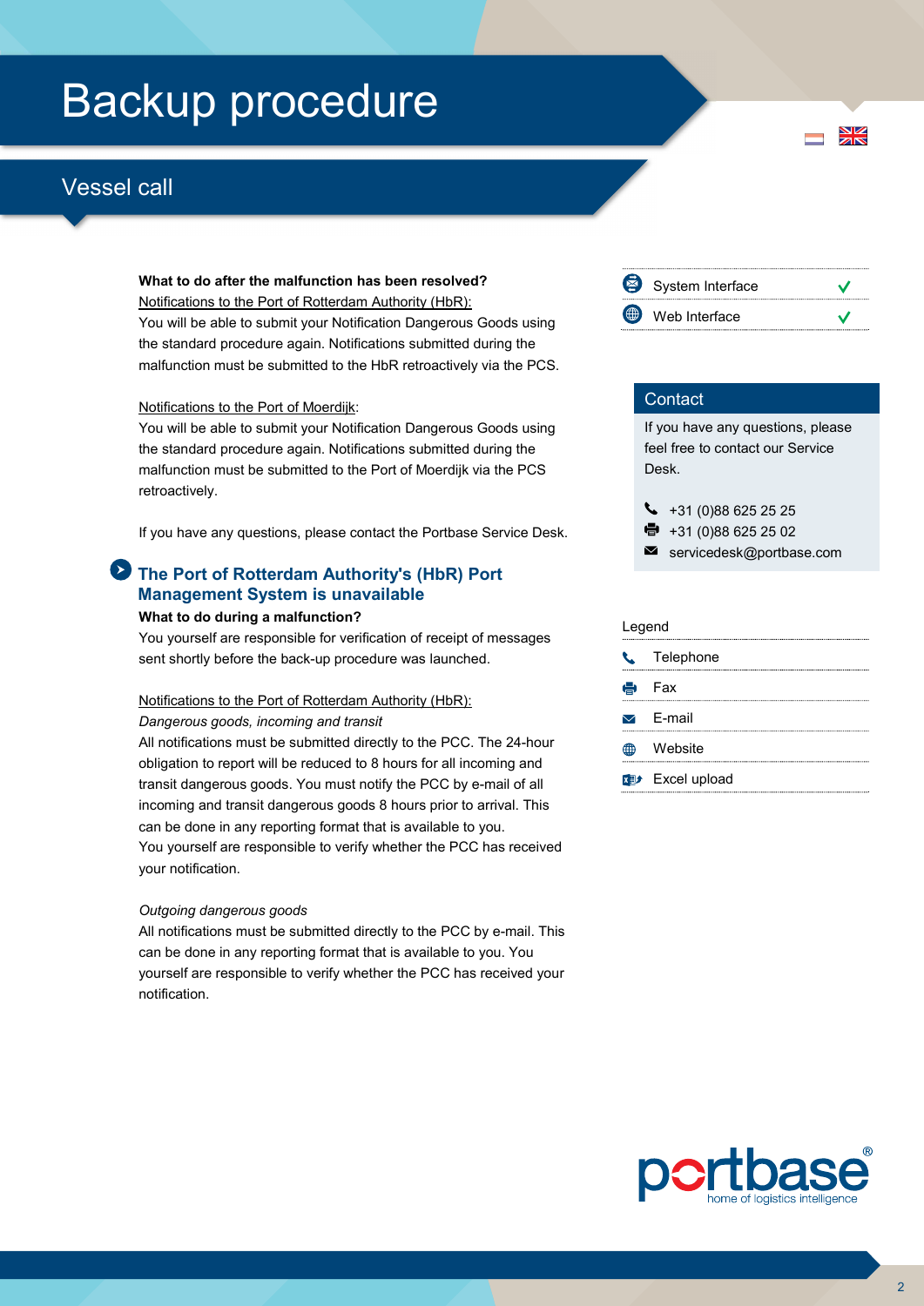# Backup procedure

## Vessel call

**What to do after the malfunction has been resolved?**

Notifications to the Port of Rotterdam Authority (HbR):

You will be able to submit your Notification Dangerous Goods using the standard procedure again. Notifications submitted during the malfunction must be submitted to the HbR retroactively via the PCS.

Notifications to the Port of Moerdijk:

You will be able to submit your Notification Dangerous Goods using the standard procedure again. Notifications submitted during the malfunction must be submitted to the Port of Moerdijk via the PCS retroactively.

If you have any questions, please contact the Portbase Service Desk.

### The Port of Rotterdam Authority's (HbR) Port Management System is unavailable

**What to do during a malfunction?**

You yourself are responsible for verification of receipt of messages sent shortly before the back-up procedure was launched.

Notifications to the Port of Rotterdam Authority (HbR):

*Dangerous goods, incoming and transit*

All notifications must be submitted directly to the PCC. The 24-hour obligation to report will be reduced to 8 hours for all incoming and transit dangerous goods. You must notify the PCC by e-mail of all incoming and transit dangerous goods 8 hours prior to arrival. This can be done in any reporting format that is available to you.
You yourself are responsible to verify whether the PCC has received your notification.

*Outgoing dangerous goods*

All notifications must be submitted directly to the PCC by e-mail. This can be done in any reporting format that is available to you. You yourself are responsible to verify whether the PCC has received your notification.

| | |
|---|---|
| System Interface | ✓ |
| Web Interface | ✓ |

**Contact**

If you have any questions, please feel free to contact our Service Desk.

- Telephone: +31 (0)88 625 25 25
- Fax: +31 (0)88 625 25 02
- E-mail: servicedesk@portbase.com

**Legend**

- Telephone
- Fax
- E-mail
- Website
- Excel upload

portbase® home of logistics intelligence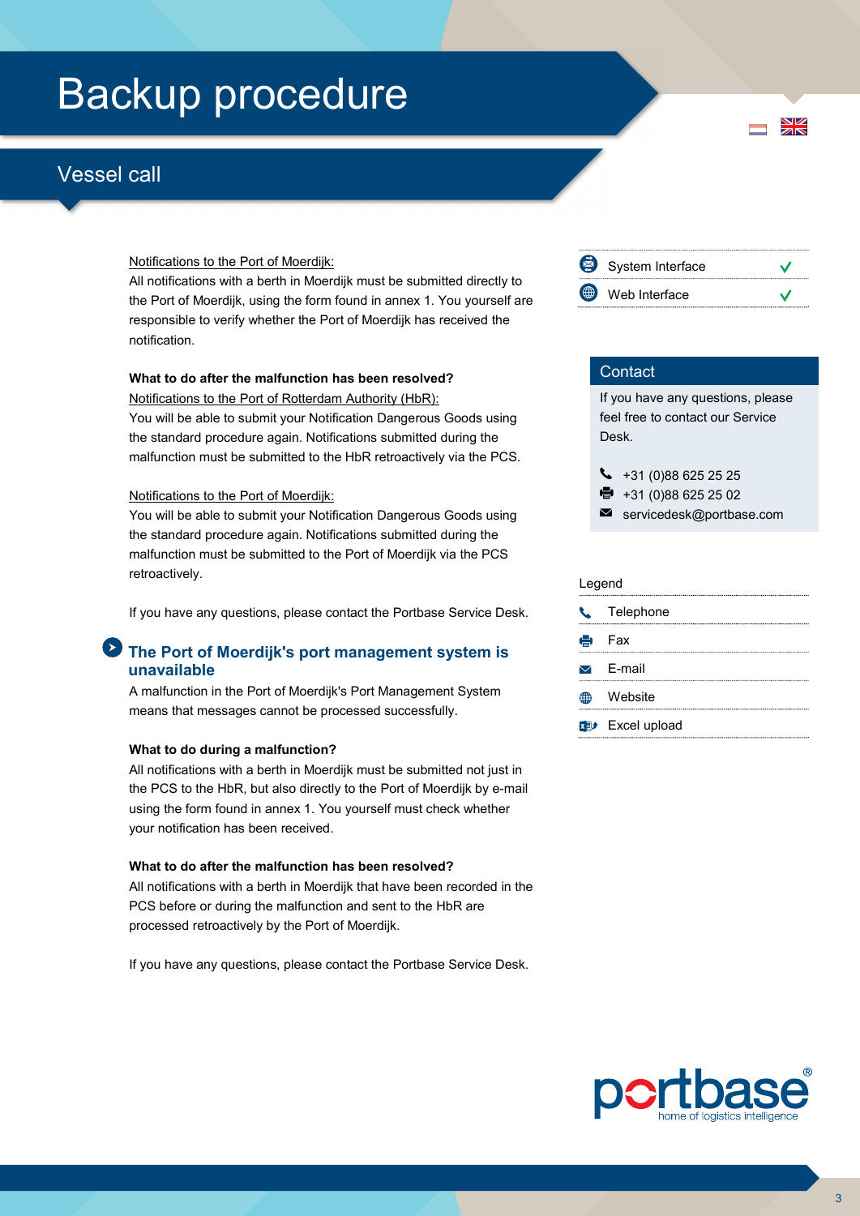# Backup procedure

## Vessel call

Notifications to the Port of Moerdijk:
All notifications with a berth in Moerdijk must be submitted directly to the Port of Moerdijk, using the form found in annex 1. You yourself are responsible to verify whether the Port of Moerdijk has received the notification.

**What to do after the malfunction has been resolved?**
Notifications to the Port of Rotterdam Authority (HbR):
You will be able to submit your Notification Dangerous Goods using the standard procedure again. Notifications submitted during the malfunction must be submitted to the HbR retroactively via the PCS.

Notifications to the Port of Moerdijk:
You will be able to submit your Notification Dangerous Goods using the standard procedure again. Notifications submitted during the malfunction must be submitted to the Port of Moerdijk via the PCS retroactively.

If you have any questions, please contact the Portbase Service Desk.

### The Port of Moerdijk's port management system is unavailable

A malfunction in the Port of Moerdijk's Port Management System means that messages cannot be processed successfully.

**What to do during a malfunction?**
All notifications with a berth in Moerdijk must be submitted not just in the PCS to the HbR, but also directly to the Port of Moerdijk by e-mail using the form found in annex 1. You yourself must check whether your notification has been received.

**What to do after the malfunction has been resolved?**
All notifications with a berth in Moerdijk that have been recorded in the PCS before or during the malfunction and sent to the HbR are processed retroactively by the Port of Moerdijk.

If you have any questions, please contact the Portbase Service Desk.

| | |
|---|---|
| System Interface | ✓ |
| Web Interface | ✓ |

**Contact**

If you have any questions, please feel free to contact our Service Desk.

- Telephone: +31 (0)88 625 25 25
- Fax: +31 (0)88 625 25 02
- E-mail: servicedesk@portbase.com

**Legend**

- Telephone
- Fax
- E-mail
- Website
- Excel upload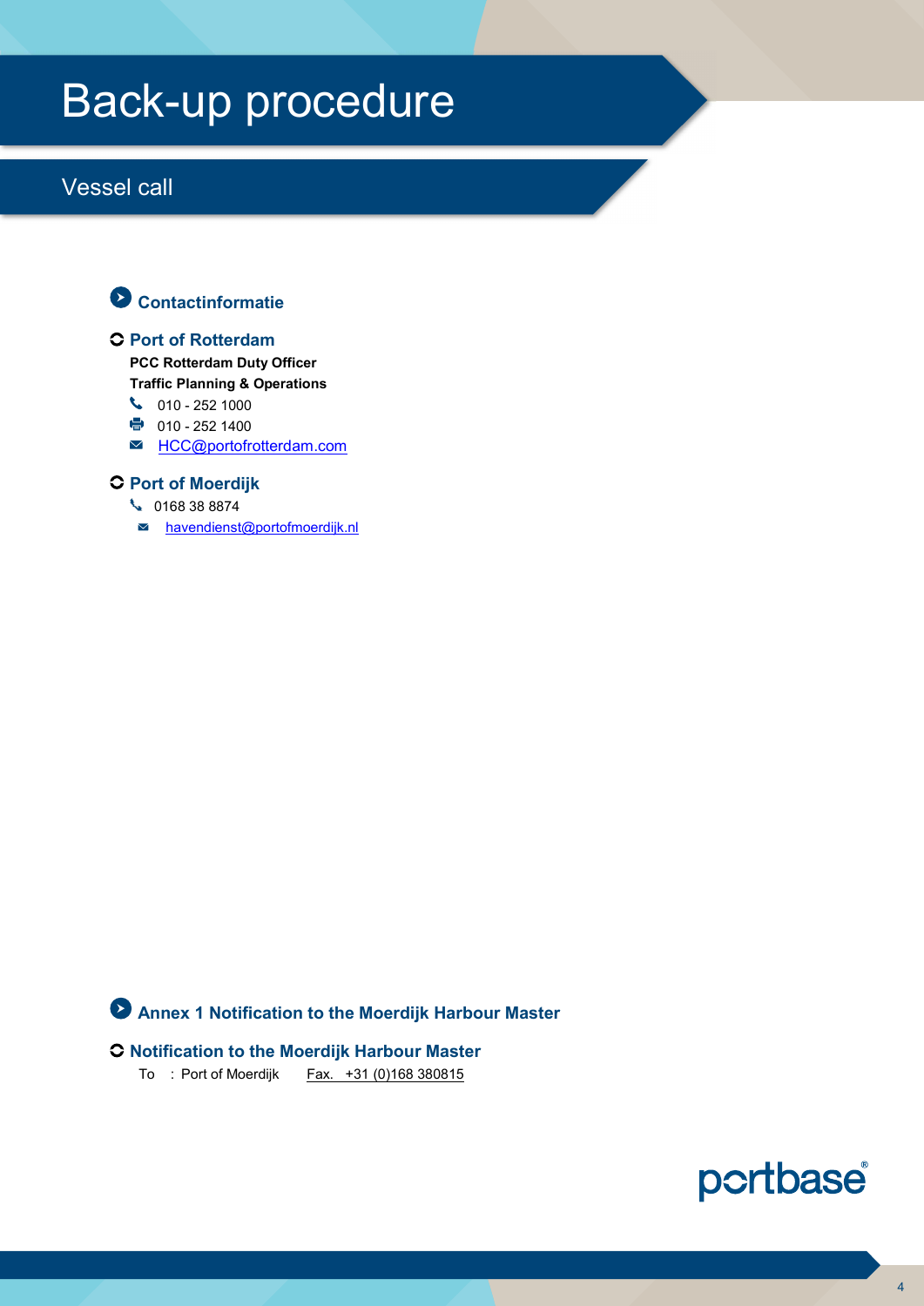# Back-up procedure

## Vessel call

### Contactinformatie

#### Port of Rotterdam

**PCC Rotterdam Duty Officer**
**Traffic Planning & Operations**

- 010 - 252 1000
- 010 - 252 1400
- HCC@portofrotterdam.com

#### Port of Moerdijk

- 0168 38 8874
- havendienst@portofmoerdijk.nl

### Annex 1 Notification to the Moerdijk Harbour Master

#### Notification to the Moerdijk Harbour Master

To : Port of Moerdijk Fax. +31 (0)168 380815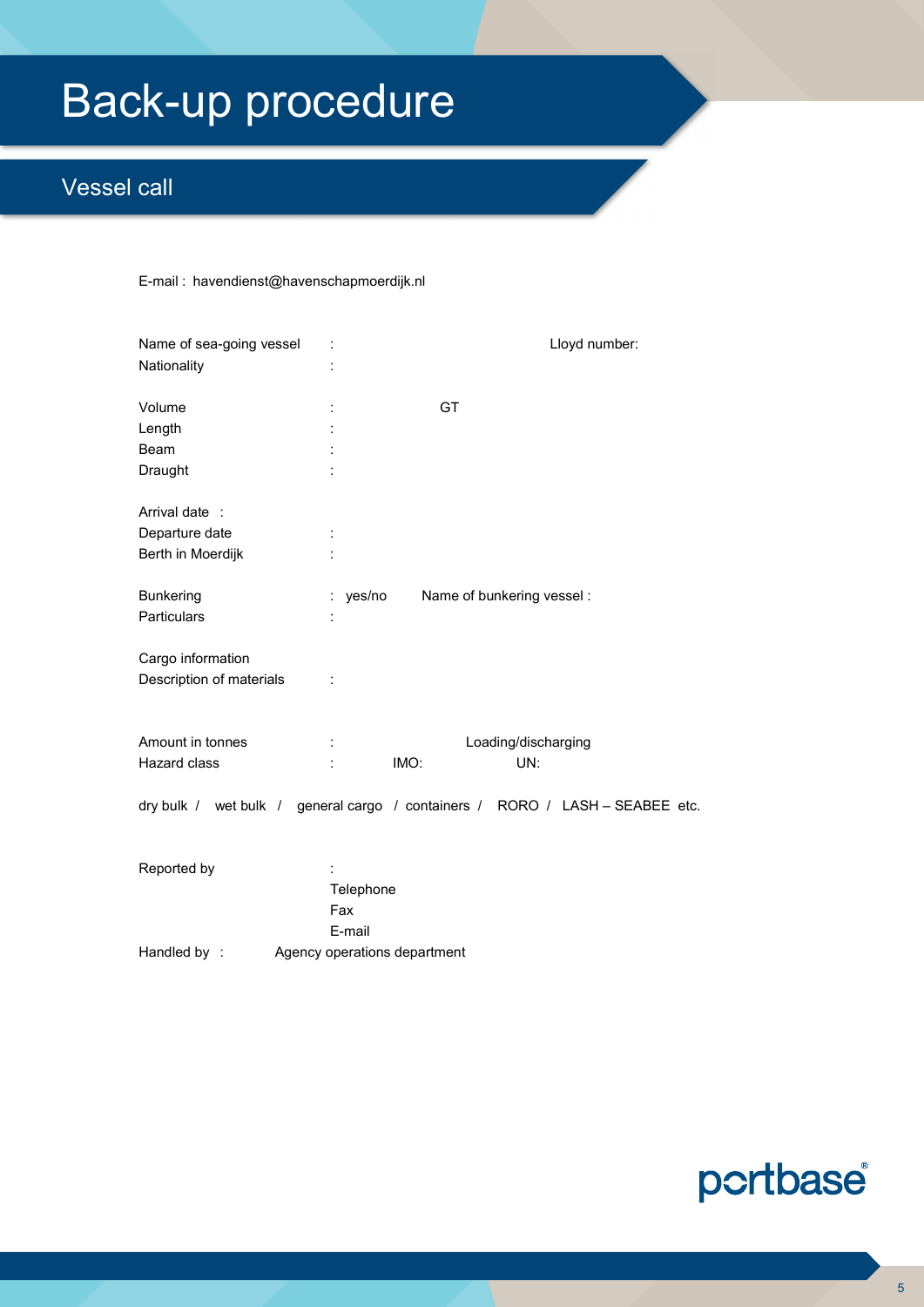# Back-up procedure

## Vessel call

E-mail : havendienst@havenschapmoerdijk.nl

Name of sea-going vessel : Lloyd number:
Nationality :

Volume : GT
Length :
Beam :
Draught :

Arrival date :
Departure date :
Berth in Moerdijk :

Bunkering : yes/no Name of bunkering vessel :
Particulars :

Cargo information
Description of materials :

Amount in tonnes : Loading/discharging
Hazard class : IMO: UN:

dry bulk / wet bulk / general cargo / containers / RORO / LASH – SEABEE etc.

Reported by :
Telephone
Fax
E-mail

Handled by : Agency operations department

portbase®